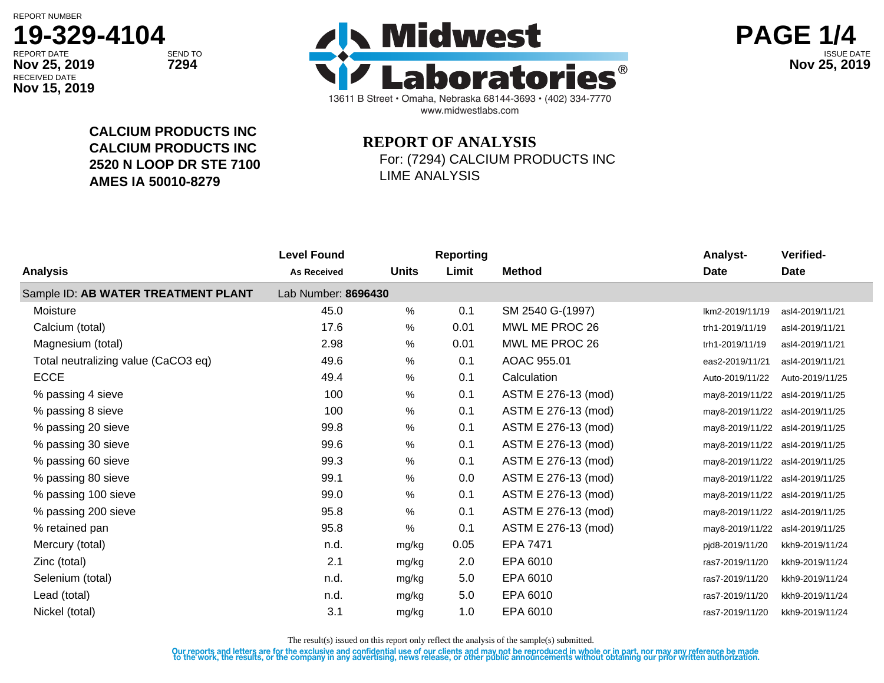REPORT NUMBER
**19-329-4104**

REPORT DATE **Nov 25, 2019** SEND TO **7294**

RECEIVED DATE **Nov 15, 2019**

# Midwest Laboratories®

13611 B Street • Omaha, Nebraska 68144-3693 • (402) 334-7770
www.midwestlabs.com

ISSUE DATE **Nov 25, 2019**

**CALCIUM PRODUCTS INC**
**CALCIUM PRODUCTS INC**
**2520 N LOOP DR STE 7100**
**AMES IA 50010-8279**

## REPORT OF ANALYSIS

For: (7294) CALCIUM PRODUCTS INC
LIME ANALYSIS

| Analysis | Level Found As Received | Units | Reporting Limit | Method | Analyst-Date | Verified-Date |
|---|---|---|---|---|---|---|
| Sample ID: **AB WATER TREATMENT PLANT** | Lab Number: **8696430** | | | | | |
| Moisture | 45.0 | % | 0.1 | SM 2540 G-(1997) | lkm2-2019/11/19 | asl4-2019/11/21 |
| Calcium (total) | 17.6 | % | 0.01 | MWL ME PROC 26 | trh1-2019/11/19 | asl4-2019/11/21 |
| Magnesium (total) | 2.98 | % | 0.01 | MWL ME PROC 26 | trh1-2019/11/19 | asl4-2019/11/21 |
| Total neutralizing value ($CaCO_3$ eq) | 49.6 | % | 0.1 | AOAC 955.01 | eas2-2019/11/21 | asl4-2019/11/21 |
| ECCE | 49.4 | % | 0.1 | Calculation | Auto-2019/11/22 | Auto-2019/11/25 |
| % passing 4 sieve | 100 | % | 0.1 | ASTM E 276-13 (mod) | may8-2019/11/22 | asl4-2019/11/25 |
| % passing 8 sieve | 100 | % | 0.1 | ASTM E 276-13 (mod) | may8-2019/11/22 | asl4-2019/11/25 |
| % passing 20 sieve | 99.8 | % | 0.1 | ASTM E 276-13 (mod) | may8-2019/11/22 | asl4-2019/11/25 |
| % passing 30 sieve | 99.6 | % | 0.1 | ASTM E 276-13 (mod) | may8-2019/11/22 | asl4-2019/11/25 |
| % passing 60 sieve | 99.3 | % | 0.1 | ASTM E 276-13 (mod) | may8-2019/11/22 | asl4-2019/11/25 |
| % passing 80 sieve | 99.1 | % | 0.0 | ASTM E 276-13 (mod) | may8-2019/11/22 | asl4-2019/11/25 |
| % passing 100 sieve | 99.0 | % | 0.1 | ASTM E 276-13 (mod) | may8-2019/11/22 | asl4-2019/11/25 |
| % passing 200 sieve | 95.8 | % | 0.1 | ASTM E 276-13 (mod) | may8-2019/11/22 | asl4-2019/11/25 |
| % retained pan | 95.8 | % | 0.1 | ASTM E 276-13 (mod) | may8-2019/11/22 | asl4-2019/11/25 |
| Mercury (total) | n.d. | mg/kg | 0.05 | EPA 7471 | pjd8-2019/11/20 | kkh9-2019/11/24 |
| Zinc (total) | 2.1 | mg/kg | 2.0 | EPA 6010 | ras7-2019/11/20 | kkh9-2019/11/24 |
| Selenium (total) | n.d. | mg/kg | 5.0 | EPA 6010 | ras7-2019/11/20 | kkh9-2019/11/24 |
| Lead (total) | n.d. | mg/kg | 5.0 | EPA 6010 | ras7-2019/11/20 | kkh9-2019/11/24 |
| Nickel (total) | 3.1 | mg/kg | 1.0 | EPA 6010 | ras7-2019/11/20 | kkh9-2019/11/24 |

The result(s) issued on this report only reflect the analysis of the sample(s) submitted.

Our reports and letters are for the exclusive and confidential use of our clients and may not be reproduced in whole or in part, nor may any reference be made to the work, the results, or the company in any advertising, news release, or other public announcements without obtaining our prior written authorization.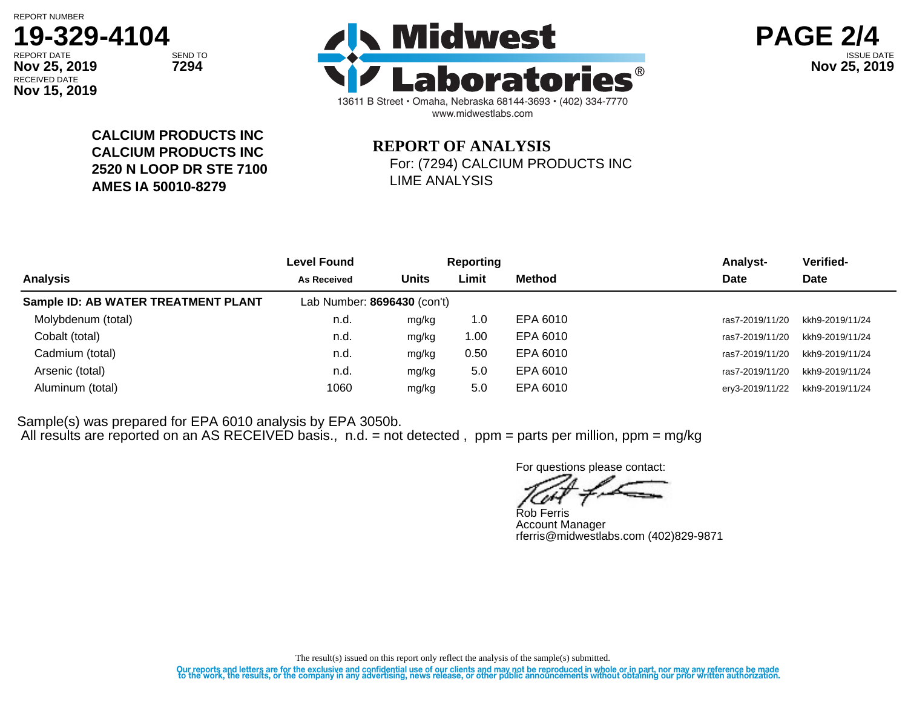REPORT NUMBER
**19-329-4104**

REPORT DATE **Nov 25, 2019**
SEND TO **7294**
RECEIVED DATE **Nov 15, 2019**

**Midwest Laboratories®**
13611 B Street • Omaha, Nebraska 68144-3693 • (402) 334-7770
www.midwestlabs.com

ISSUE DATE **Nov 25, 2019**

**CALCIUM PRODUCTS INC**
**CALCIUM PRODUCTS INC**
**2520 N LOOP DR STE 7100**
**AMES IA 50010-8279**

## REPORT OF ANALYSIS

For: (7294) CALCIUM PRODUCTS INC
LIME ANALYSIS

| Analysis | Level Found As Received | Units | Reporting Limit | Method | Analyst-Date | Verified-Date |
|---|---|---|---|---|---|---|
| **Sample ID: AB WATER TREATMENT PLANT** | Lab Number: **8696430** (con't) | | | | | |
| Molybdenum (total) | n.d. | mg/kg | 1.0 | EPA 6010 | ras7-2019/11/20 | kkh9-2019/11/24 |
| Cobalt (total) | n.d. | mg/kg | 1.00 | EPA 6010 | ras7-2019/11/20 | kkh9-2019/11/24 |
| Cadmium (total) | n.d. | mg/kg | 0.50 | EPA 6010 | ras7-2019/11/20 | kkh9-2019/11/24 |
| Arsenic (total) | n.d. | mg/kg | 5.0 | EPA 6010 | ras7-2019/11/20 | kkh9-2019/11/24 |
| Aluminum (total) | 1060 | mg/kg | 5.0 | EPA 6010 | ery3-2019/11/22 | kkh9-2019/11/24 |

Sample(s) was prepared for EPA 6010 analysis by EPA 3050b.
All results are reported on an AS RECEIVED basis., n.d. = not detected , ppm = parts per million, ppm = mg/kg

For questions please contact:

Rob Ferris
Account Manager
rferris@midwestlabs.com (402)829-9871

The result(s) issued on this report only reflect the analysis of the sample(s) submitted.

Our reports and letters are for the exclusive and confidential use of our clients and may not be reproduced in whole or in part, nor may any reference be made to the work, the results, or the company in any advertising, news release, or other public announcements without obtaining our prior written authorization.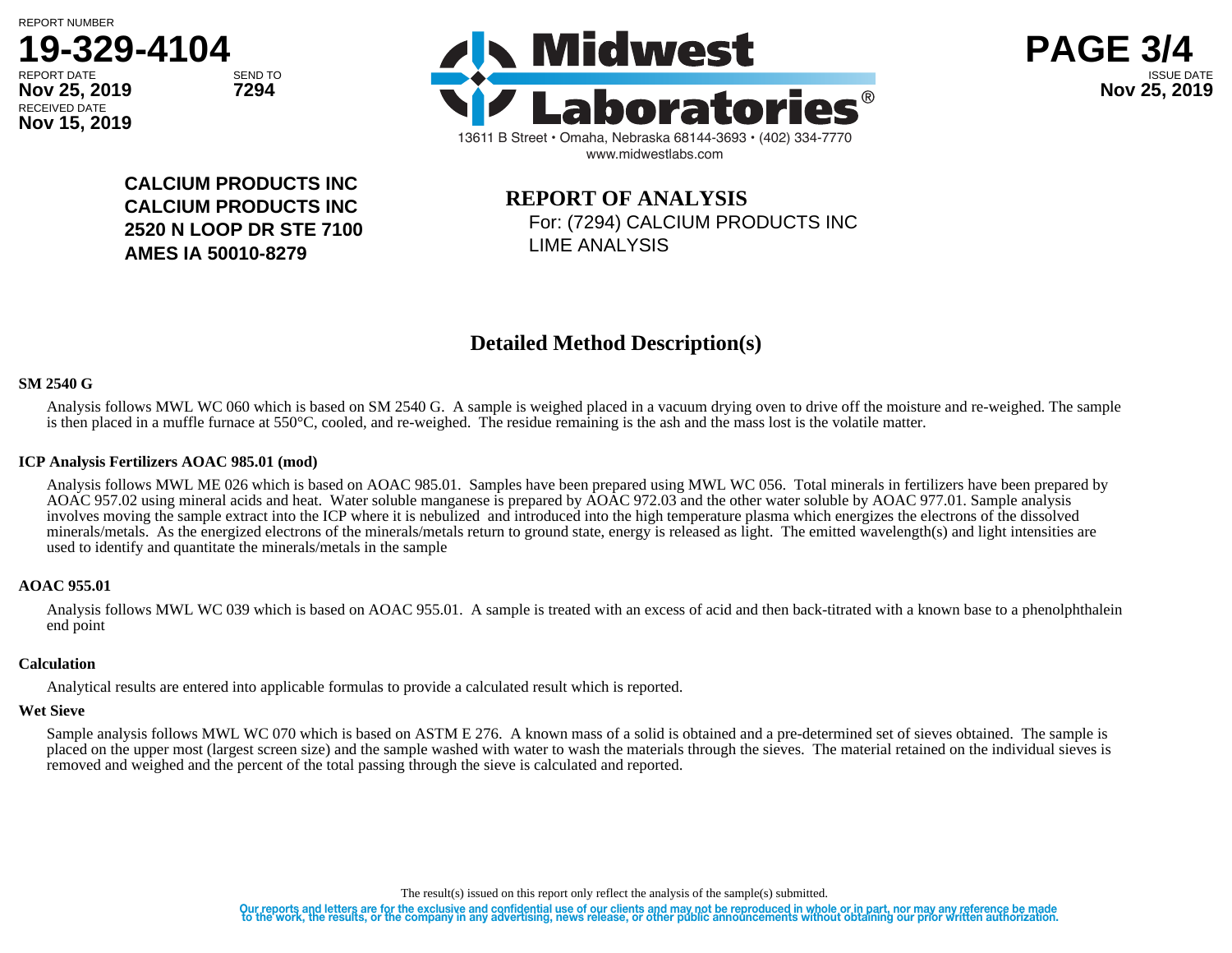REPORT NUMBER
**19-329-4104**

REPORT DATE **Nov 25, 2019**
SEND TO **7294**
RECEIVED DATE **Nov 15, 2019**

**Midwest Laboratories**
13611 B Street • Omaha, Nebraska 68144-3693 • (402) 334-7770
www.midwestlabs.com

ISSUE DATE **Nov 25, 2019**

**CALCIUM PRODUCTS INC**
**CALCIUM PRODUCTS INC**
**2520 N LOOP DR STE 7100**
**AMES IA 50010-8279**

**REPORT OF ANALYSIS**
For: (7294) CALCIUM PRODUCTS INC
LIME ANALYSIS

## Detailed Method Description(s)

**SM 2540 G**

Analysis follows MWL WC 060 which is based on SM 2540 G. A sample is weighed placed in a vacuum drying oven to drive off the moisture and re-weighed. The sample is then placed in a muffle furnace at 550°C, cooled, and re-weighed. The residue remaining is the ash and the mass lost is the volatile matter.

**ICP Analysis Fertilizers AOAC 985.01 (mod)**

Analysis follows MWL ME 026 which is based on AOAC 985.01. Samples have been prepared using MWL WC 056. Total minerals in fertilizers have been prepared by AOAC 957.02 using mineral acids and heat. Water soluble manganese is prepared by AOAC 972.03 and the other water soluble by AOAC 977.01. Sample analysis involves moving the sample extract into the ICP where it is nebulized and introduced into the high temperature plasma which energizes the electrons of the dissolved minerals/metals. As the energized electrons of the minerals/metals return to ground state, energy is released as light. The emitted wavelength(s) and light intensities are used to identify and quantitate the minerals/metals in the sample

**AOAC 955.01**

Analysis follows MWL WC 039 which is based on AOAC 955.01. A sample is treated with an excess of acid and then back-titrated with a known base to a phenolphthalein end point

**Calculation**

Analytical results are entered into applicable formulas to provide a calculated result which is reported.

**Wet Sieve**

Sample analysis follows MWL WC 070 which is based on ASTM E 276. A known mass of a solid is obtained and a pre-determined set of sieves obtained. The sample is placed on the upper most (largest screen size) and the sample washed with water to wash the materials through the sieves. The material retained on the individual sieves is removed and weighed and the percent of the total passing through the sieve is calculated and reported.

The result(s) issued on this report only reflect the analysis of the sample(s) submitted.

Our reports and letters are for the exclusive and confidential use of our clients and may not be reproduced in whole or in part, nor may any reference be made to the work, the results, or the company in any advertising, news release, or other public announcements without obtaining our prior written authorization.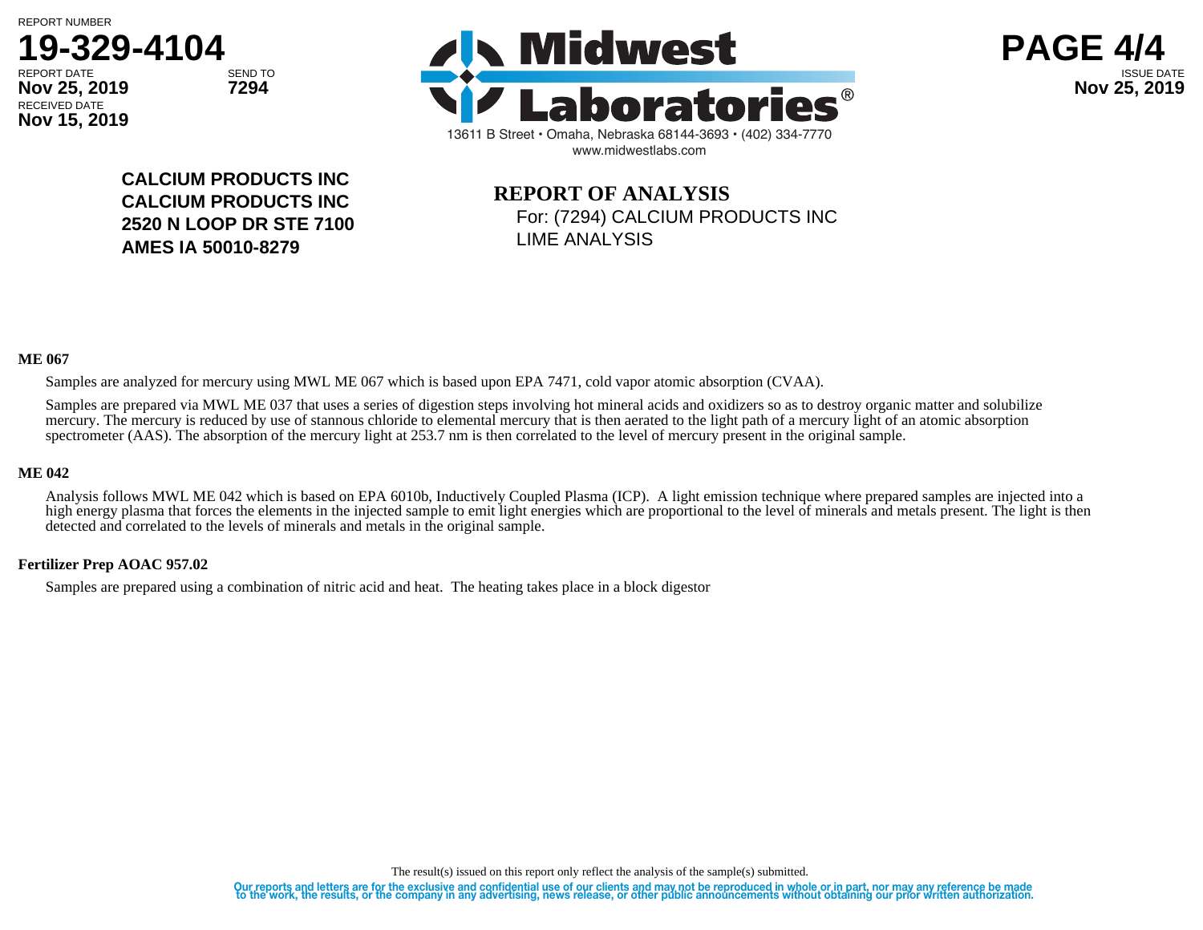REPORT NUMBER
**19-329-4104**

REPORT DATE **Nov 25, 2019** SEND TO **7294**

RECEIVED DATE **Nov 15, 2019**

**Midwest Laboratories®**

13611 B Street • Omaha, Nebraska 68144-3693 • (402) 334-7770
www.midwestlabs.com

ISSUE DATE **Nov 25, 2019**

**CALCIUM PRODUCTS INC**
**CALCIUM PRODUCTS INC**
**2520 N LOOP DR STE 7100**
**AMES IA 50010-8279**

## REPORT OF ANALYSIS

For: (7294) CALCIUM PRODUCTS INC
LIME ANALYSIS

### ME 067

Samples are analyzed for mercury using MWL ME 067 which is based upon EPA 7471, cold vapor atomic absorption (CVAA).

Samples are prepared via MWL ME 037 that uses a series of digestion steps involving hot mineral acids and oxidizers so as to destroy organic matter and solubilize mercury. The mercury is reduced by use of stannous chloride to elemental mercury that is then aerated to the light path of a mercury light of an atomic absorption spectrometer (AAS). The absorption of the mercury light at 253.7 nm is then correlated to the level of mercury present in the original sample.

### ME 042

Analysis follows MWL ME 042 which is based on EPA 6010b, Inductively Coupled Plasma (ICP). A light emission technique where prepared samples are injected into a high energy plasma that forces the elements in the injected sample to emit light energies which are proportional to the level of minerals and metals present. The light is then detected and correlated to the levels of minerals and metals in the original sample.

### Fertilizer Prep AOAC 957.02

Samples are prepared using a combination of nitric acid and heat. The heating takes place in a block digestor

The result(s) issued on this report only reflect the analysis of the sample(s) submitted.

Our reports and letters are for the exclusive and confidential use of our clients and may not be reproduced in whole or in part, nor may any reference be made to the work, the results, or the company in any advertising, news release, or other public announcements without obtaining our prior written authorization.